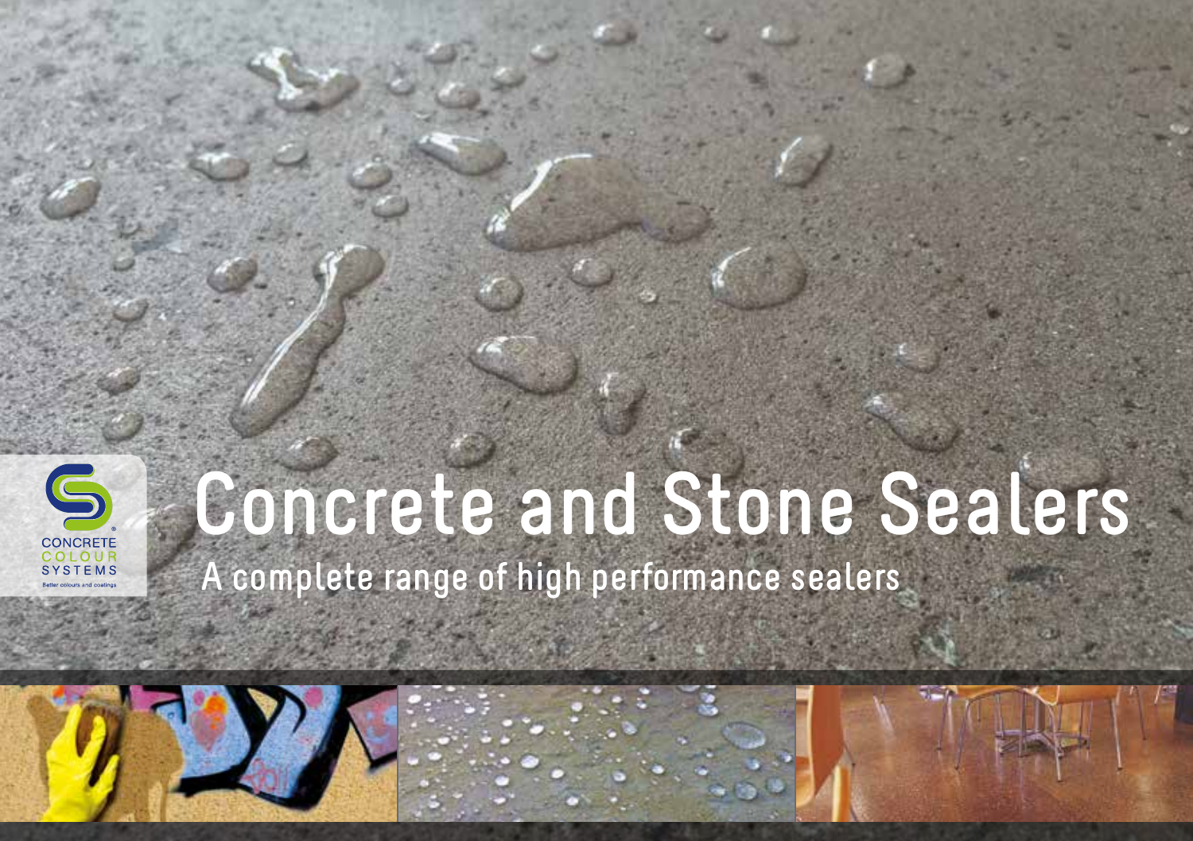CONCRETE
COLOUR
SYSTEMS
Better colours and coatings

# Concrete and Stone Sealers

## A complete range of high performance sealers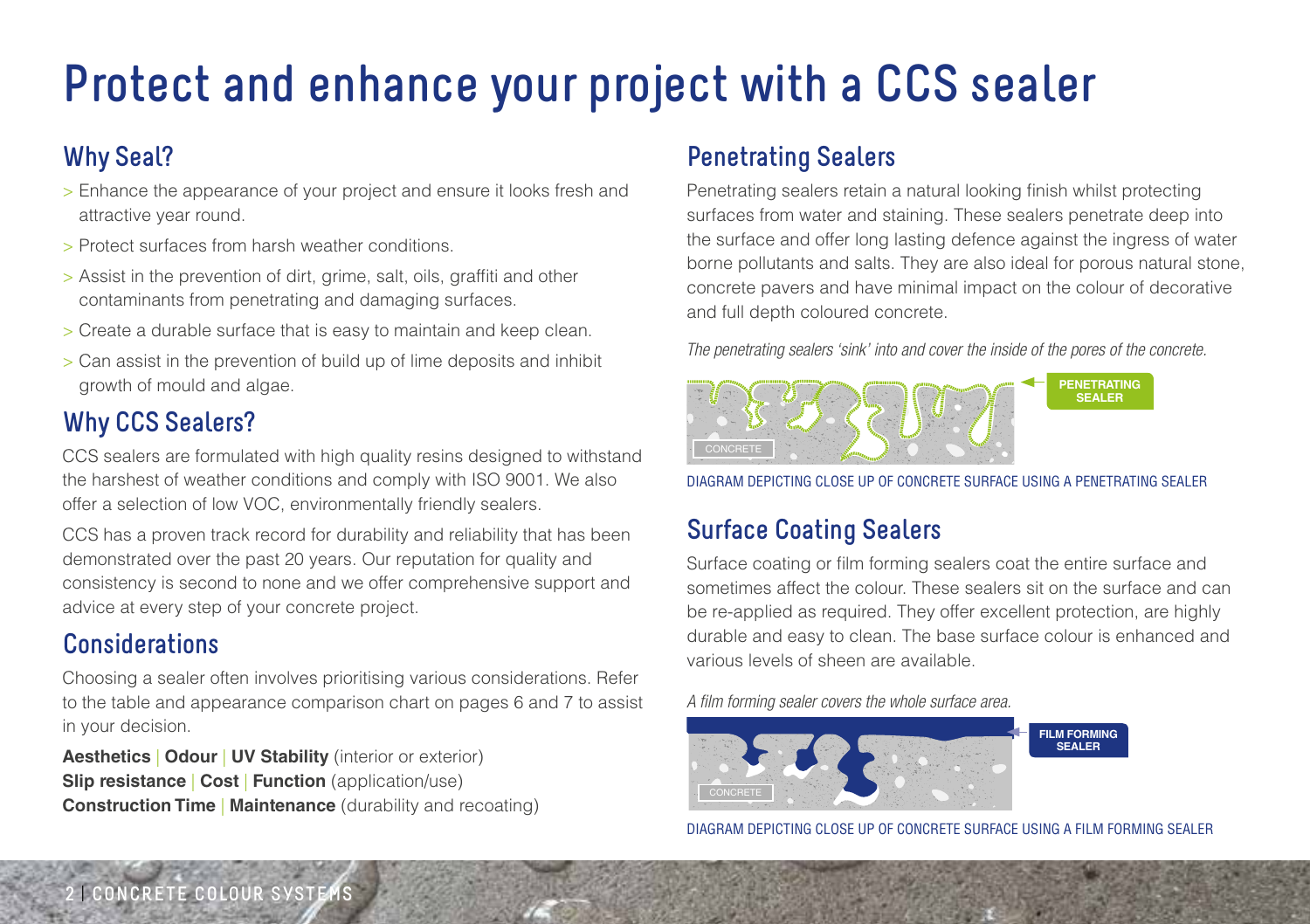# Protect and enhance your project with a CCS sealer

## Why Seal?

> Enhance the appearance of your project and ensure it looks fresh and attractive year round.

> Protect surfaces from harsh weather conditions.

> Assist in the prevention of dirt, grime, salt, oils, graffiti and other contaminants from penetrating and damaging surfaces.

> Create a durable surface that is easy to maintain and keep clean.

> Can assist in the prevention of build up of lime deposits and inhibit growth of mould and algae.

## Why CCS Sealers?

CCS sealers are formulated with high quality resins designed to withstand the harshest of weather conditions and comply with ISO 9001. We also offer a selection of low VOC, environmentally friendly sealers.

CCS has a proven track record for durability and reliability that has been demonstrated over the past 20 years. Our reputation for quality and consistency is second to none and we offer comprehensive support and advice at every step of your concrete project.

## Considerations

Choosing a sealer often involves prioritising various considerations. Refer to the table and appearance comparison chart on pages 6 and 7 to assist in your decision.

**Aesthetics** | **Odour** | **UV Stability** (interior or exterior)
**Slip resistance** | **Cost** | **Function** (application/use)
**Construction Time** | **Maintenance** (durability and recoating)

## Penetrating Sealers

Penetrating sealers retain a natural looking finish whilst protecting surfaces from water and staining. These sealers penetrate deep into the surface and offer long lasting defence against the ingress of water borne pollutants and salts. They are also ideal for porous natural stone, concrete pavers and have minimal impact on the colour of decorative and full depth coloured concrete.

*The penetrating sealers 'sink' into and cover the inside of the pores of the concrete.*

CONCRETE — PENETRATING SEALER

DIAGRAM DEPICTING CLOSE UP OF CONCRETE SURFACE USING A PENETRATING SEALER

## Surface Coating Sealers

Surface coating or film forming sealers coat the entire surface and sometimes affect the colour. These sealers sit on the surface and can be re-applied as required. They offer excellent protection, are highly durable and easy to clean. The base surface colour is enhanced and various levels of sheen are available.

*A film forming sealer covers the whole surface area.*

CONCRETE — FILM FORMING SEALER

DIAGRAM DEPICTING CLOSE UP OF CONCRETE SURFACE USING A FILM FORMING SEALER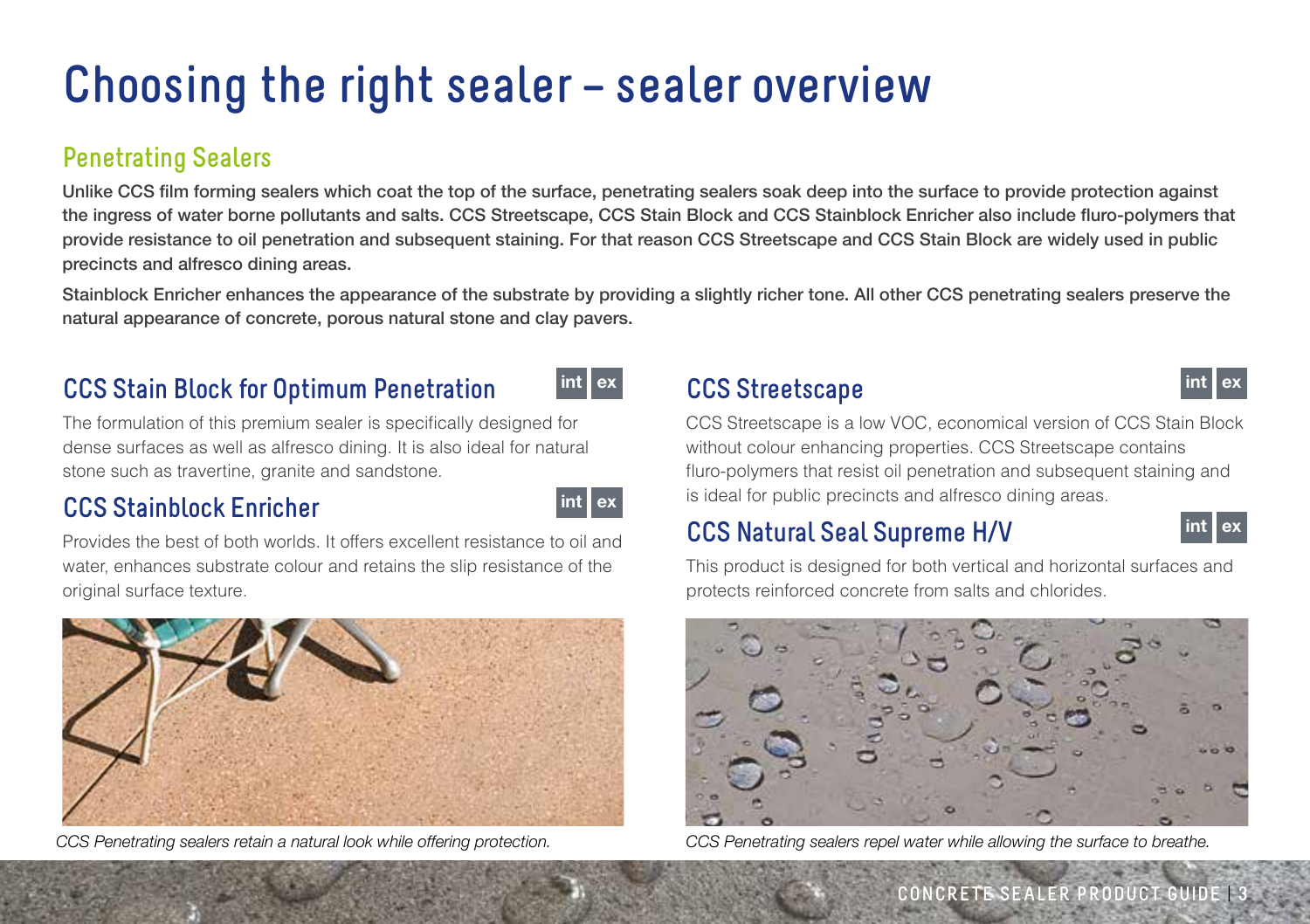# Choosing the right sealer – sealer overview

## Penetrating Sealers

**Unlike CCS film forming sealers which coat the top of the surface, penetrating sealers soak deep into the surface to provide protection against the ingress of water borne pollutants and salts. CCS Streetscape, CCS Stain Block and CCS Stainblock Enricher also include fluro-polymers that provide resistance to oil penetration and subsequent staining. For that reason CCS Streetscape and CCS Stain Block are widely used in public precincts and alfresco dining areas.**

**Stainblock Enricher enhances the appearance of the substrate by providing a slightly richer tone. All other CCS penetrating sealers preserve the natural appearance of concrete, porous natural stone and clay pavers.**

### CCS Stain Block for Optimum Penetration

int | ex

The formulation of this premium sealer is specifically designed for dense surfaces as well as alfresco dining. It is also ideal for natural stone such as travertine, granite and sandstone.

### CCS Stainblock Enricher

int | ex

Provides the best of both worlds. It offers excellent resistance to oil and water, enhances substrate colour and retains the slip resistance of the original surface texture.

*CCS Penetrating sealers retain a natural look while offering protection.*

### CCS Streetscape

int | ex

CCS Streetscape is a low VOC, economical version of CCS Stain Block without colour enhancing properties. CCS Streetscape contains fluro-polymers that resist oil penetration and subsequent staining and is ideal for public precincts and alfresco dining areas.

### CCS Natural Seal Supreme H/V

int | ex

This product is designed for both vertical and horizontal surfaces and protects reinforced concrete from salts and chlorides.

*CCS Penetrating sealers repel water while allowing the surface to breathe.*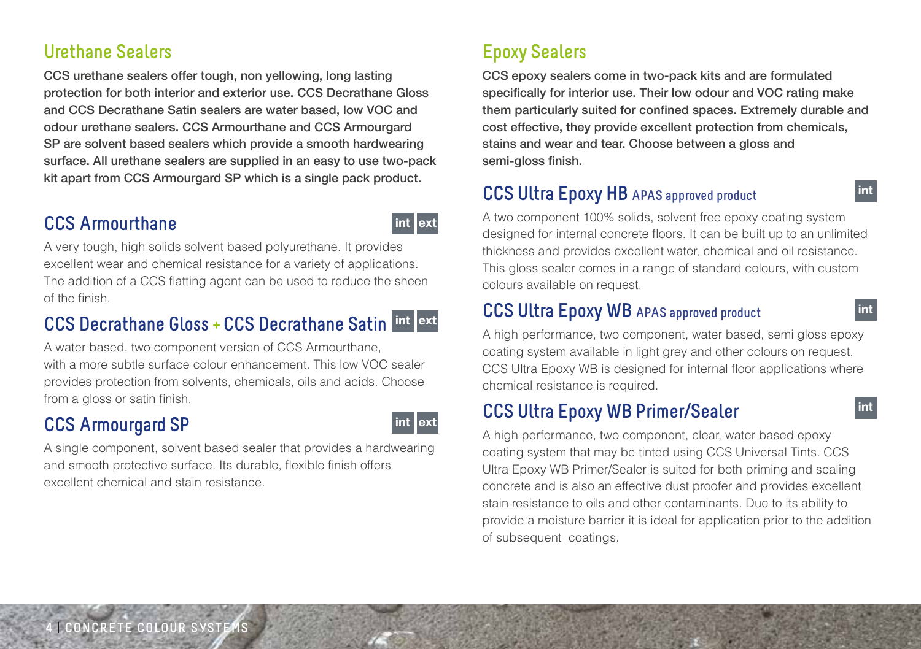## Urethane Sealers

**CCS urethane sealers offer tough, non yellowing, long lasting protection for both interior and exterior use. CCS Decrathane Gloss and CCS Decrathane Satin sealers are water based, low VOC and odour urethane sealers. CCS Armourthane and CCS Armourgard SP are solvent based sealers which provide a smooth hardwearing surface. All urethane sealers are supplied in an easy to use two-pack kit apart from CCS Armourgard SP which is a single pack product.**

### CCS Armourthane

int ext

A very tough, high solids solvent based polyurethane. It provides excellent wear and chemical resistance for a variety of applications. The addition of a CCS flatting agent can be used to reduce the sheen of the finish.

### CCS Decrathane Gloss + CCS Decrathane Satin

int ext

A water based, two component version of CCS Armourthane, with a more subtle surface colour enhancement. This low VOC sealer provides protection from solvents, chemicals, oils and acids. Choose from a gloss or satin finish.

### CCS Armourgard SP

int ext

A single component, solvent based sealer that provides a hardwearing and smooth protective surface. Its durable, flexible finish offers excellent chemical and stain resistance.

## Epoxy Sealers

**CCS epoxy sealers come in two-pack kits and are formulated specifically for interior use. Their low odour and VOC rating make them particularly suited for confined spaces. Extremely durable and cost effective, they provide excellent protection from chemicals, stains and wear and tear. Choose between a gloss and semi-gloss finish.**

### CCS Ultra Epoxy HB APAS approved product

int

A two component 100% solids, solvent free epoxy coating system designed for internal concrete floors. It can be built up to an unlimited thickness and provides excellent water, chemical and oil resistance. This gloss sealer comes in a range of standard colours, with custom colours available on request.

### CCS Ultra Epoxy WB APAS approved product

int

A high performance, two component, water based, semi gloss epoxy coating system available in light grey and other colours on request. CCS Ultra Epoxy WB is designed for internal floor applications where chemical resistance is required.

### CCS Ultra Epoxy WB Primer/Sealer

int

A high performance, two component, clear, water based epoxy coating system that may be tinted using CCS Universal Tints. CCS Ultra Epoxy WB Primer/Sealer is suited for both priming and sealing concrete and is also an effective dust proofer and provides excellent stain resistance to oils and other contaminants. Due to its ability to provide a moisture barrier it is ideal for application prior to the addition of subsequent coatings.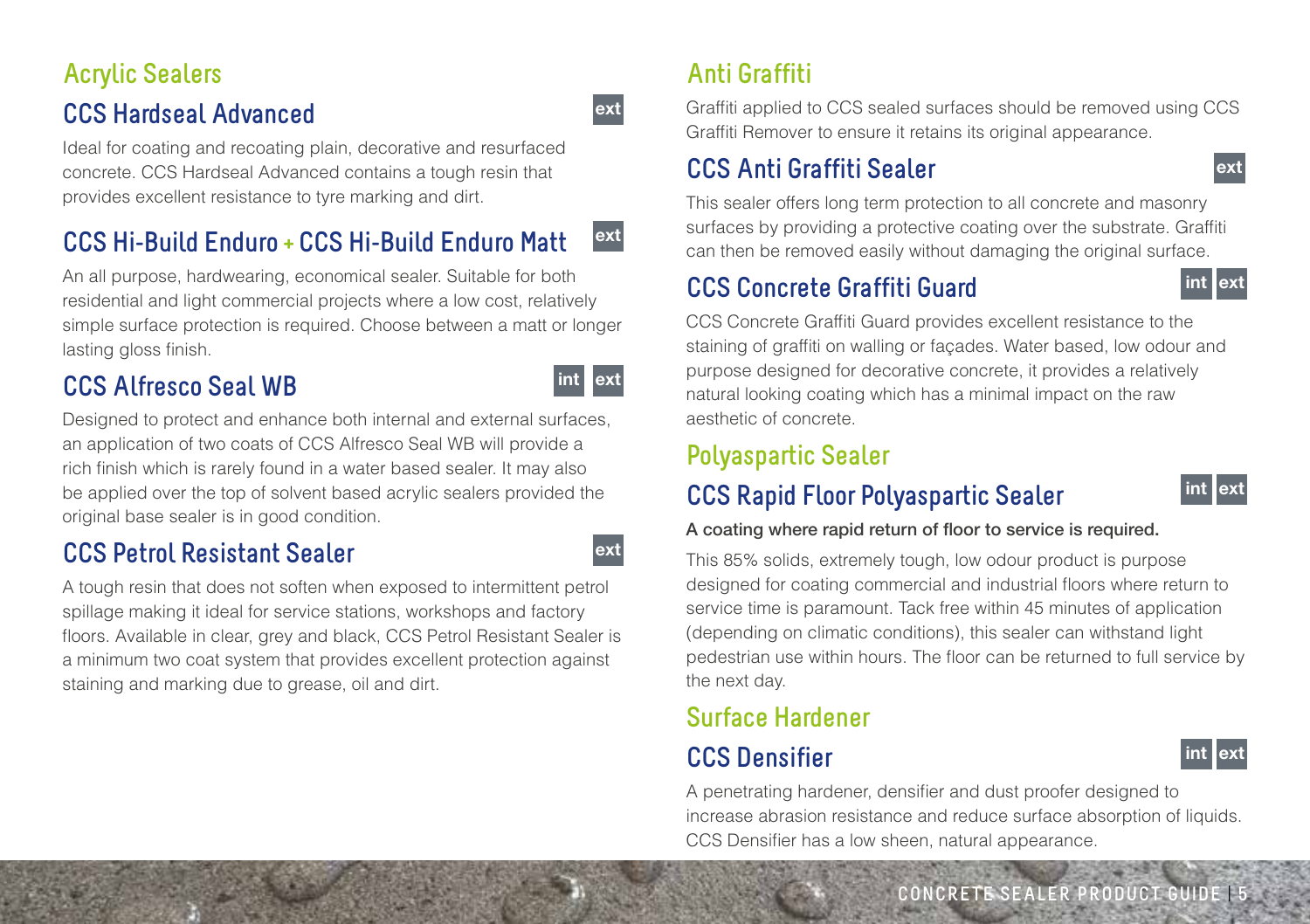# Acrylic Sealers

## CCS Hardseal Advanced

ext

Ideal for coating and recoating plain, decorative and resurfaced concrete. CCS Hardseal Advanced contains a tough resin that provides excellent resistance to tyre marking and dirt.

## CCS Hi-Build Enduro + CCS Hi-Build Enduro Matt

ext

An all purpose, hardwearing, economical sealer. Suitable for both residential and light commercial projects where a low cost, relatively simple surface protection is required. Choose between a matt or longer lasting gloss finish.

## CCS Alfresco Seal WB

int ext

Designed to protect and enhance both internal and external surfaces, an application of two coats of CCS Alfresco Seal WB will provide a rich finish which is rarely found in a water based sealer. It may also be applied over the top of solvent based acrylic sealers provided the original base sealer is in good condition.

## CCS Petrol Resistant Sealer

ext

A tough resin that does not soften when exposed to intermittent petrol spillage making it ideal for service stations, workshops and factory floors. Available in clear, grey and black, CCS Petrol Resistant Sealer is a minimum two coat system that provides excellent protection against staining and marking due to grease, oil and dirt.

# Anti Graffiti

Graffiti applied to CCS sealed surfaces should be removed using CCS Graffiti Remover to ensure it retains its original appearance.

## CCS Anti Graffiti Sealer

ext

This sealer offers long term protection to all concrete and masonry surfaces by providing a protective coating over the substrate. Graffiti can then be removed easily without damaging the original surface.

## CCS Concrete Graffiti Guard

int ext

CCS Concrete Graffiti Guard provides excellent resistance to the staining of graffiti on walling or façades. Water based, low odour and purpose designed for decorative concrete, it provides a relatively natural looking coating which has a minimal impact on the raw aesthetic of concrete.

# Polyaspartic Sealer

## CCS Rapid Floor Polyaspartic Sealer

int ext

**A coating where rapid return of floor to service is required.**

This 85% solids, extremely tough, low odour product is purpose designed for coating commercial and industrial floors where return to service time is paramount. Tack free within 45 minutes of application (depending on climatic conditions), this sealer can withstand light pedestrian use within hours. The floor can be returned to full service by the next day.

# Surface Hardener

## CCS Densifier

int ext

A penetrating hardener, densifier and dust proofer designed to increase abrasion resistance and reduce surface absorption of liquids. CCS Densifier has a low sheen, natural appearance.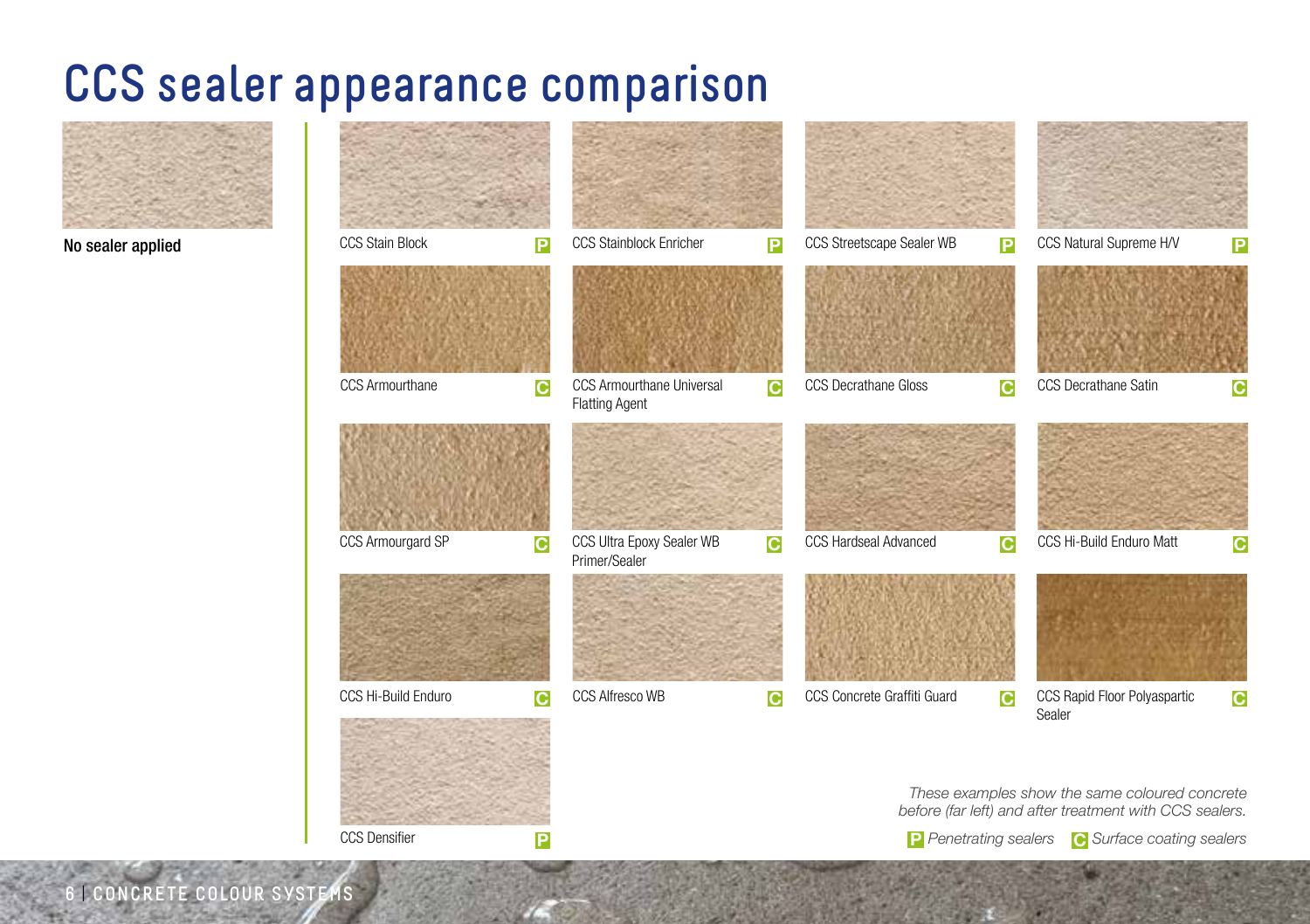# CCS sealer appearance comparison

No sealer applied

- CCS Stain Block — P
- CCS Stainblock Enricher — P
- CCS Streetscape Sealer WB — P
- CCS Natural Supreme H/V — P
- CCS Armourthane — C
- CCS Armourthane Universal Flatting Agent — C
- CCS Decrathane Gloss — C
- CCS Decrathane Satin — C
- CCS Armourgard SP — C
- CCS Ultra Epoxy Sealer WB Primer/Sealer — C
- CCS Hardseal Advanced — C
- CCS Hi-Build Enduro Matt — C
- CCS Hi-Build Enduro — C
- CCS Alfresco WB — C
- CCS Concrete Graffiti Guard — C
- CCS Rapid Floor Polyaspartic Sealer — C
- CCS Densifier — P

*These examples show the same coloured concrete before (far left) and after treatment with CCS sealers.*

**P** *Penetrating sealers* **C** *Surface coating sealers*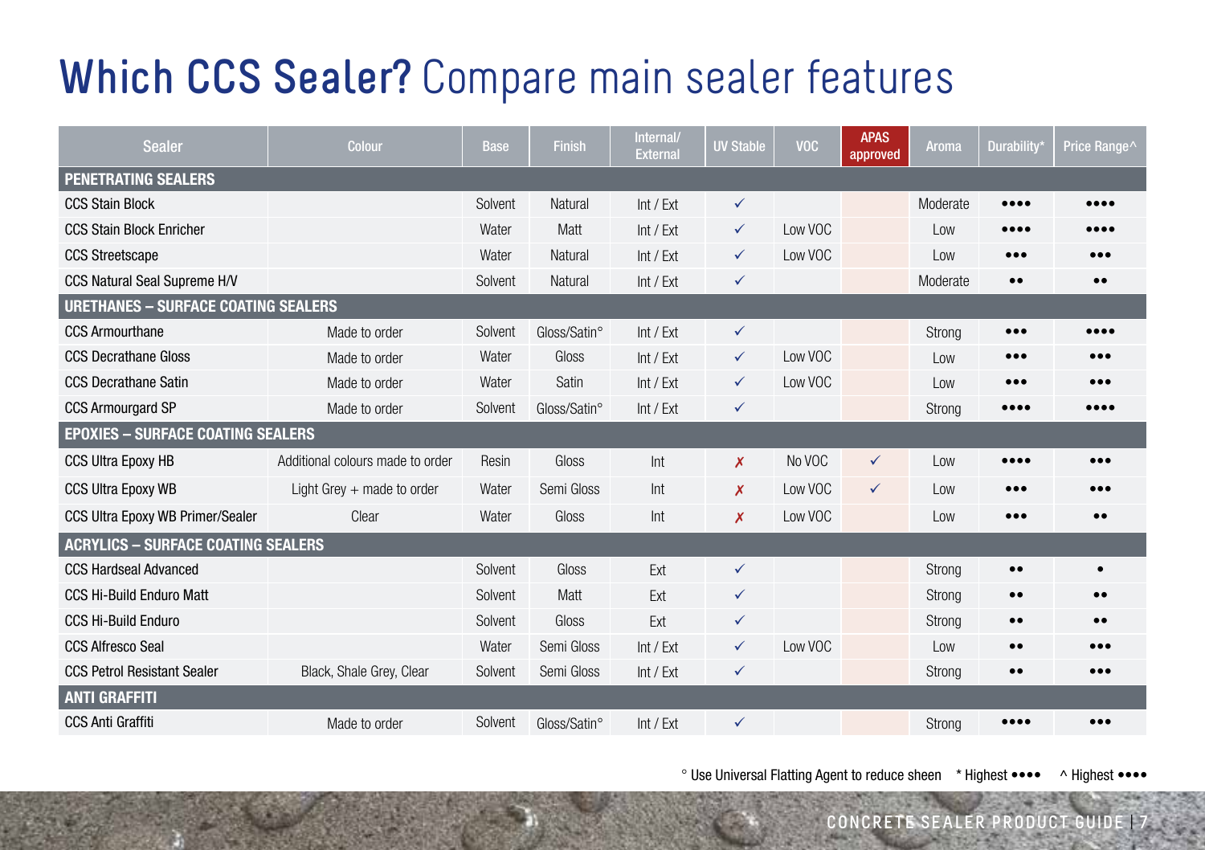# Which CCS Sealer? Compare main sealer features

| Sealer | Colour | Base | Finish | Internal/ External | UV Stable | VOC | APAS approved | Aroma | Durability* | Price Range^ |
|---|---|---|---|---|---|---|---|---|---|---|
| **PENETRATING SEALERS** | | | | | | | | | | |
| CCS Stain Block | | Solvent | Natural | Int / Ext | ✓ | | | Moderate | •••• | •••• |
| CCS Stain Block Enricher | | Water | Matt | Int / Ext | ✓ | Low VOC | | Low | •••• | •••• |
| CCS Streetscape | | Water | Natural | Int / Ext | ✓ | Low VOC | | Low | ••• | ••• |
| CCS Natural Seal Supreme H/V | | Solvent | Natural | Int / Ext | ✓ | | | Moderate | •• | •• |
| **URETHANES – SURFACE COATING SEALERS** | | | | | | | | | | |
| CCS Armourthane | Made to order | Solvent | Gloss/Satin° | Int / Ext | ✓ | | | Strong | ••• | •••• |
| CCS Decrathane Gloss | Made to order | Water | Gloss | Int / Ext | ✓ | Low VOC | | Low | ••• | ••• |
| CCS Decrathane Satin | Made to order | Water | Satin | Int / Ext | ✓ | Low VOC | | Low | ••• | ••• |
| CCS Armourgard SP | Made to order | Solvent | Gloss/Satin° | Int / Ext | ✓ | | | Strong | •••• | •••• |
| **EPOXIES – SURFACE COATING SEALERS** | | | | | | | | | | |
| CCS Ultra Epoxy HB | Additional colours made to order | Resin | Gloss | Int | ✗ | No VOC | ✓ | Low | •••• | ••• |
| CCS Ultra Epoxy WB | Light Grey + made to order | Water | Semi Gloss | Int | ✗ | Low VOC | ✓ | Low | ••• | ••• |
| CCS Ultra Epoxy WB Primer/Sealer | Clear | Water | Gloss | Int | ✗ | Low VOC | | Low | ••• | •• |
| **ACRYLICS – SURFACE COATING SEALERS** | | | | | | | | | | |
| CCS Hardseal Advanced | | Solvent | Gloss | Ext | ✓ | | | Strong | •• | • |
| CCS Hi-Build Enduro Matt | | Solvent | Matt | Ext | ✓ | | | Strong | •• | •• |
| CCS Hi-Build Enduro | | Solvent | Gloss | Ext | ✓ | | | Strong | •• | •• |
| CCS Alfresco Seal | | Water | Semi Gloss | Int / Ext | ✓ | Low VOC | | Low | •• | ••• |
| CCS Petrol Resistant Sealer | Black, Shale Grey, Clear | Solvent | Semi Gloss | Int / Ext | ✓ | | | Strong | •• | ••• |
| **ANTI GRAFFITI** | | | | | | | | | | |
| CCS Anti Graffiti | Made to order | Solvent | Gloss/Satin° | Int / Ext | ✓ | | | Strong | •••• | ••• |

° Use Universal Flatting Agent to reduce sheen   * Highest ••••   ^ Highest ••••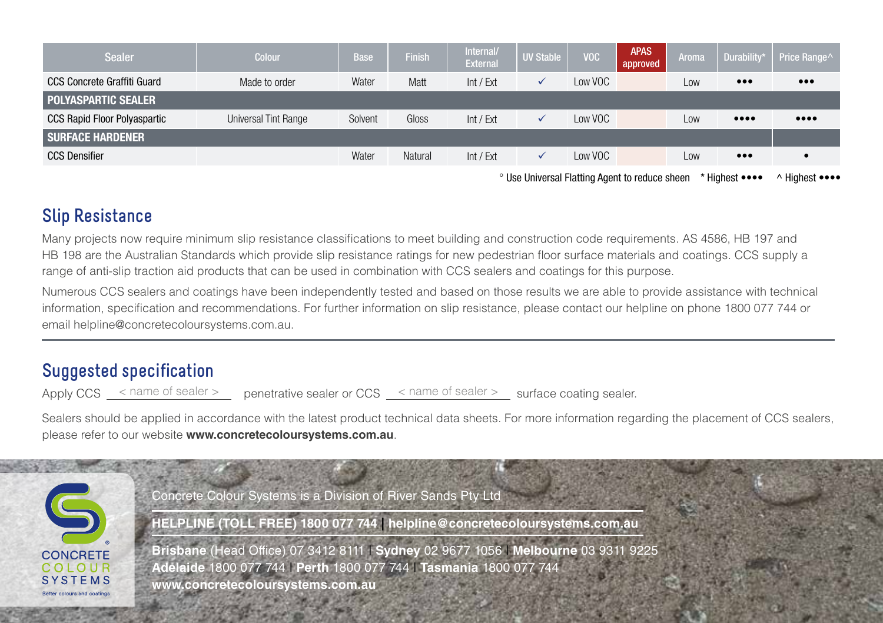| Sealer | Colour | Base | Finish | Internal/ External | UV Stable | VOC | APAS approved | Aroma | Durability* | Price Range^ |
|---|---|---|---|---|---|---|---|---|---|---|
| CCS Concrete Graffiti Guard | Made to order | Water | Matt | Int / Ext | ✓ | Low VOC | | Low | ●●● | ●●● |
| **POLYASPARTIC SEALER** | | | | | | | | | | |
| CCS Rapid Floor Polyaspartic | Universal Tint Range | Solvent | Gloss | Int / Ext | ✓ | Low VOC | | Low | ●●●● | ●●●● |
| **SURFACE HARDENER** | | | | | | | | | | |
| CCS Densifier | | Water | Natural | Int / Ext | ✓ | Low VOC | | Low | ●●● | ● |

° Use Universal Flatting Agent to reduce sheen   * Highest ●●●●   ^ Highest ●●●●

## Slip Resistance

Many projects now require minimum slip resistance classifications to meet building and construction code requirements. AS 4586, HB 197 and HB 198 are the Australian Standards which provide slip resistance ratings for new pedestrian floor surface materials and coatings. CCS supply a range of anti-slip traction aid products that can be used in combination with CCS sealers and coatings for this purpose.

Numerous CCS sealers and coatings have been independently tested and based on those results we are able to provide assistance with technical information, specification and recommendations. For further information on slip resistance, please contact our helpline on phone 1800 077 744 or email helpline@concretecoloursystems.com.au.

## Suggested specification

Apply CCS < name of sealer > penetrative sealer or CCS < name of sealer > surface coating sealer.

Sealers should be applied in accordance with the latest product technical data sheets. For more information regarding the placement of CCS sealers, please refer to our website **www.concretecoloursystems.com.au**.

CONCRETE COLOUR SYSTEMS
Better colours and coatings

Concrete Colour Systems is a Division of River Sands Pty Ltd

**HELPLINE (TOLL FREE) 1800 077 744 | helpline@concretecoloursystems.com.au**

**Brisbane** (Head Office) 07 3412 8111 | **Sydney** 02 9677 1056 | **Melbourne** 03 9311 9225
**Adelaide** 1800 077 744 | **Perth** 1800 077 744 | **Tasmania** 1800 077 744
**www.concretecoloursystems.com.au**